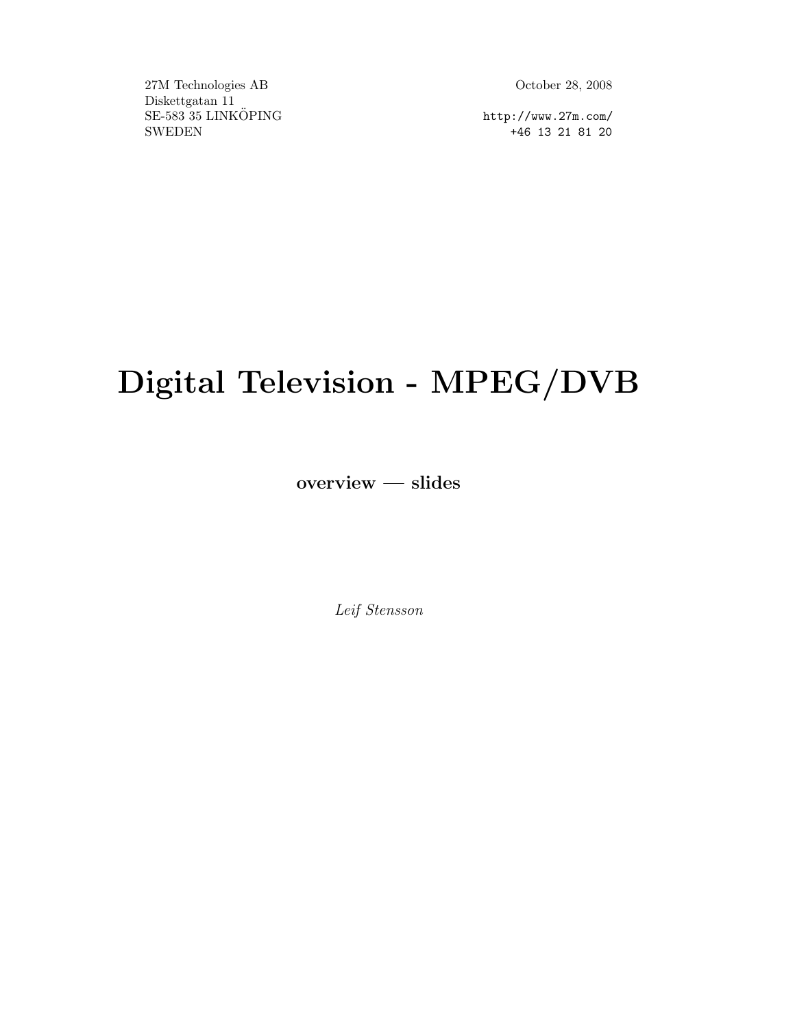27M Technologies AB
Diskettgatan 11
SE-583 35 LINKÖPING
SWEDEN

October 28, 2008

http://www.27m.com/
+46 13 21 81 20

# Digital Television - MPEG/DVB

**overview — slides**

*Leif Stensson*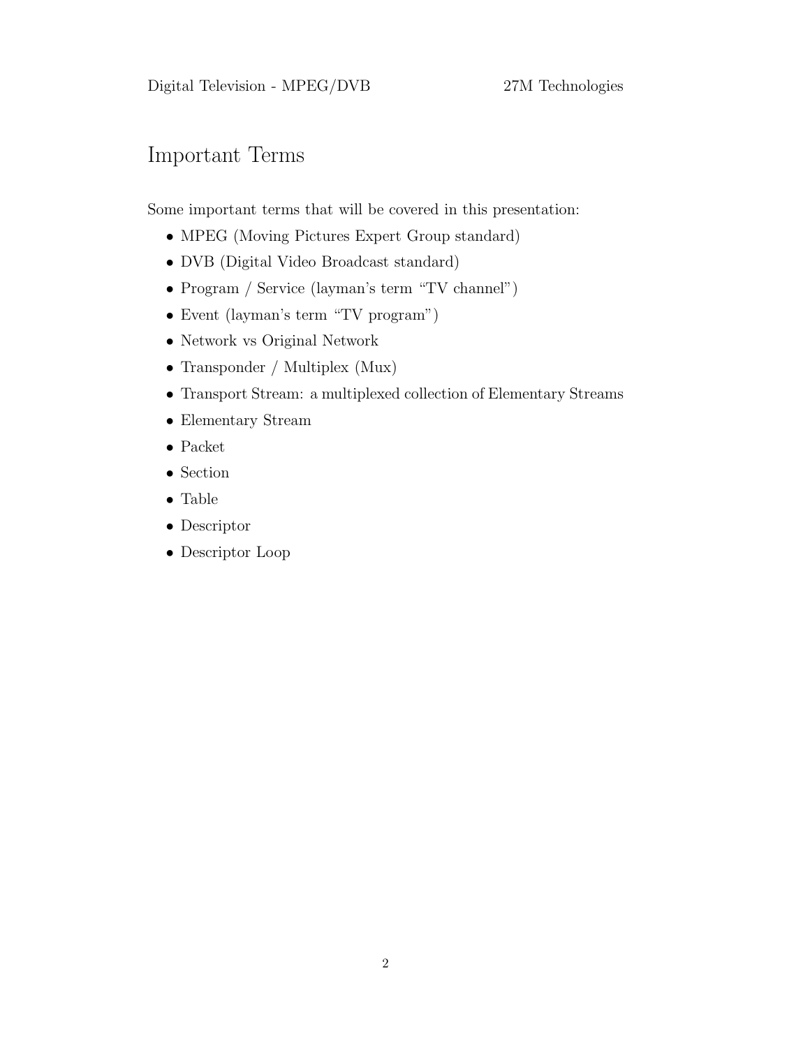## Important Terms

Some important terms that will be covered in this presentation:

- MPEG (Moving Pictures Expert Group standard)
- DVB (Digital Video Broadcast standard)
- Program / Service (layman's term "TV channel")
- Event (layman's term "TV program")
- Network vs Original Network
- Transponder / Multiplex (Mux)
- Transport Stream: a multiplexed collection of Elementary Streams
- Elementary Stream
- Packet
- Section
- Table
- Descriptor
- Descriptor Loop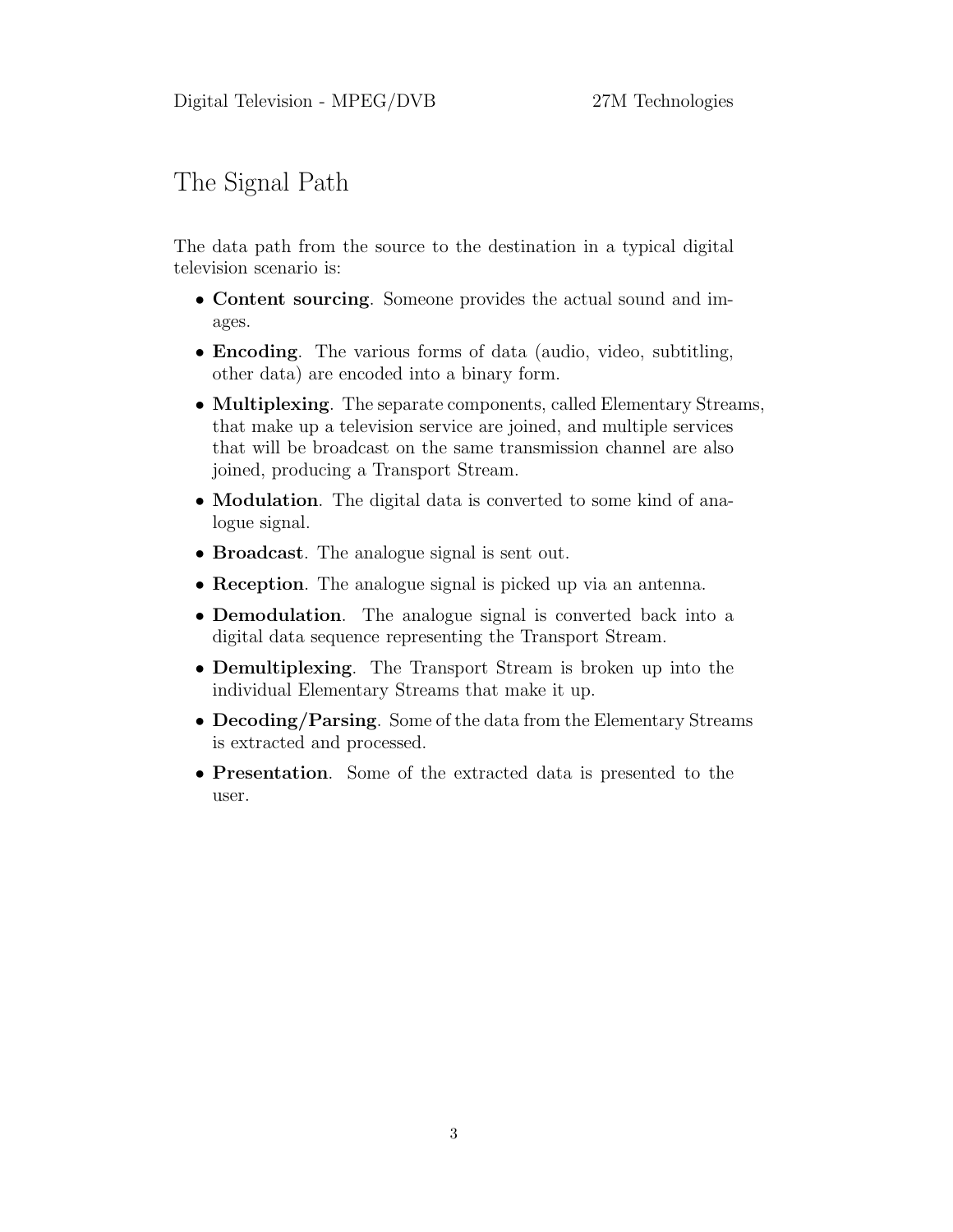# The Signal Path

The data path from the source to the destination in a typical digital television scenario is:

- **Content sourcing**. Someone provides the actual sound and images.
- **Encoding**. The various forms of data (audio, video, subtitling, other data) are encoded into a binary form.
- **Multiplexing**. The separate components, called Elementary Streams, that make up a television service are joined, and multiple services that will be broadcast on the same transmission channel are also joined, producing a Transport Stream.
- **Modulation**. The digital data is converted to some kind of analogue signal.
- **Broadcast**. The analogue signal is sent out.
- **Reception**. The analogue signal is picked up via an antenna.
- **Demodulation**. The analogue signal is converted back into a digital data sequence representing the Transport Stream.
- **Demultiplexing**. The Transport Stream is broken up into the individual Elementary Streams that make it up.
- **Decoding/Parsing**. Some of the data from the Elementary Streams is extracted and processed.
- **Presentation**. Some of the extracted data is presented to the user.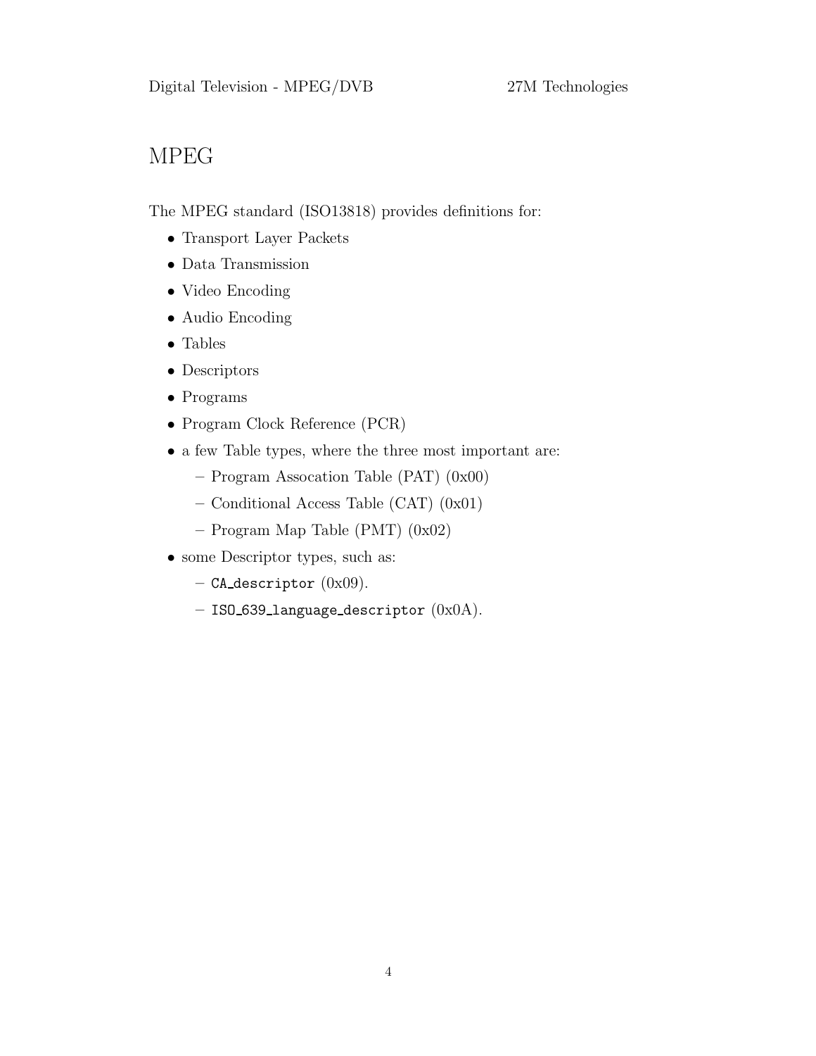# MPEG

The MPEG standard (ISO13818) provides definitions for:

- Transport Layer Packets
- Data Transmission
- Video Encoding
- Audio Encoding
- Tables
- Descriptors
- Programs
- Program Clock Reference (PCR)
- a few Table types, where the three most important are:
  - Program Assocation Table (PAT) (0x00)
  - Conditional Access Table (CAT) (0x01)
  - Program Map Table (PMT) (0x02)
- some Descriptor types, such as:
  - `CA_descriptor` (0x09).
  - `ISO_639_language_descriptor` (0x0A).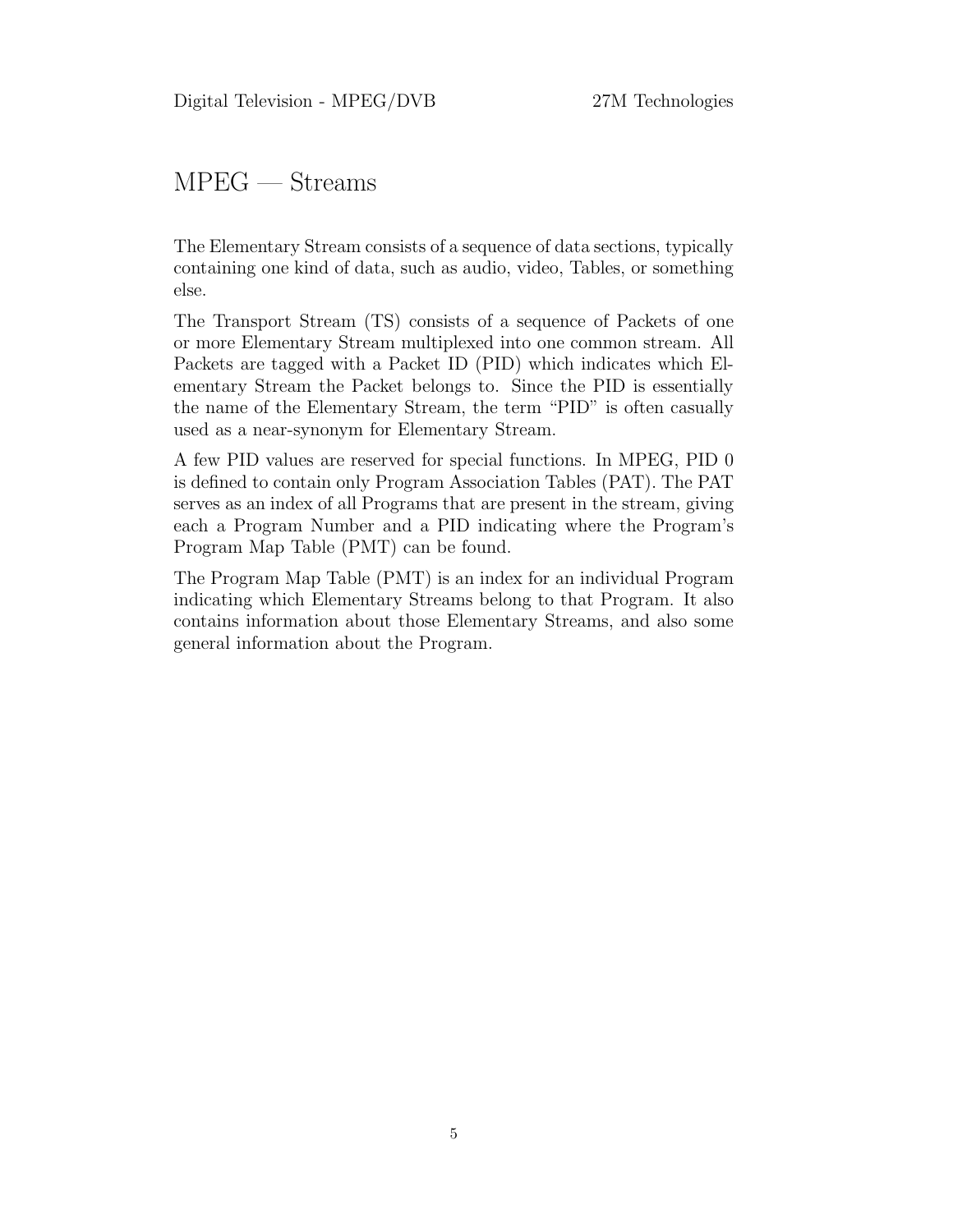# MPEG — Streams

The Elementary Stream consists of a sequence of data sections, typically containing one kind of data, such as audio, video, Tables, or something else.

The Transport Stream (TS) consists of a sequence of Packets of one or more Elementary Stream multiplexed into one common stream. All Packets are tagged with a Packet ID (PID) which indicates which Elementary Stream the Packet belongs to. Since the PID is essentially the name of the Elementary Stream, the term "PID" is often casually used as a near-synonym for Elementary Stream.

A few PID values are reserved for special functions. In MPEG, PID 0 is defined to contain only Program Association Tables (PAT). The PAT serves as an index of all Programs that are present in the stream, giving each a Program Number and a PID indicating where the Program's Program Map Table (PMT) can be found.

The Program Map Table (PMT) is an index for an individual Program indicating which Elementary Streams belong to that Program. It also contains information about those Elementary Streams, and also some general information about the Program.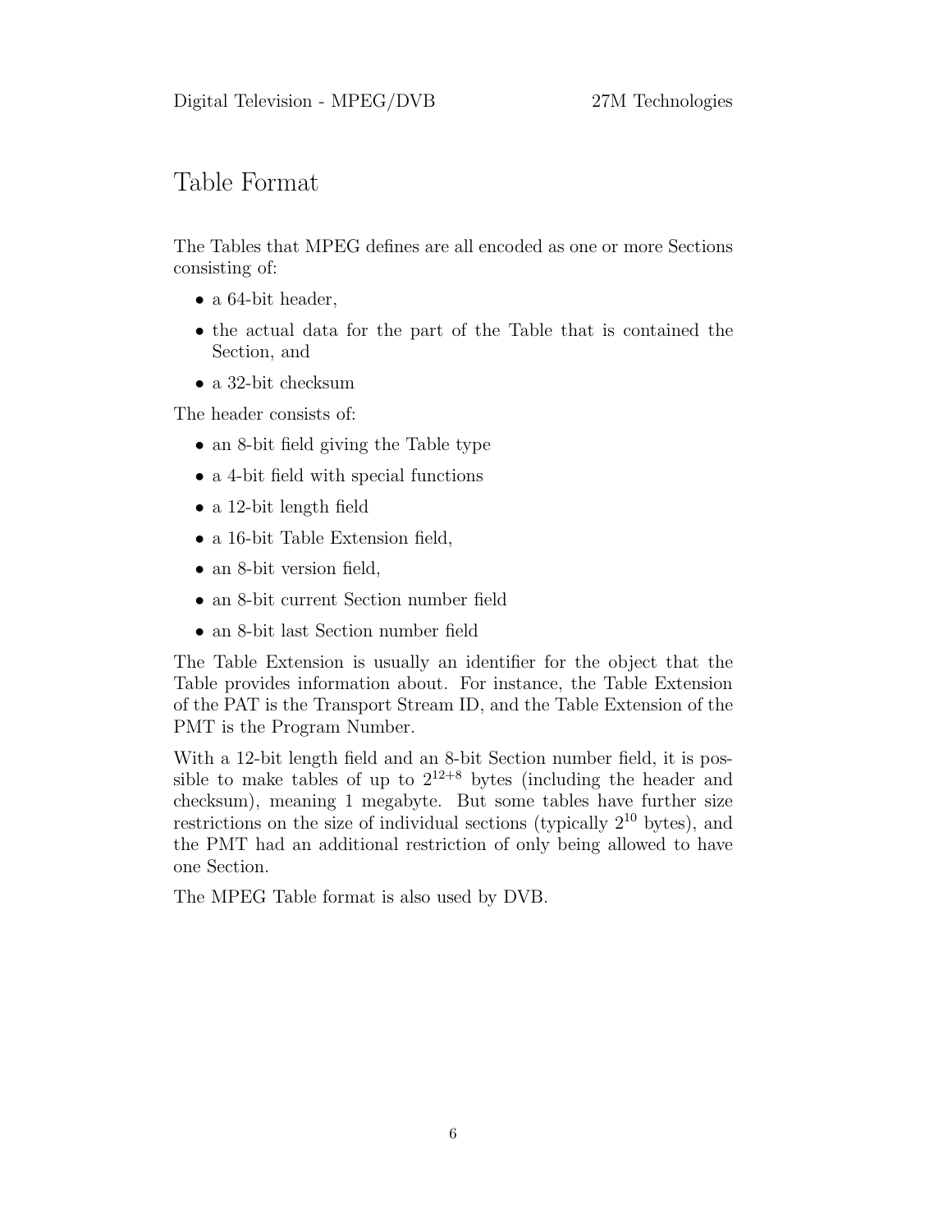# Table Format

The Tables that MPEG defines are all encoded as one or more Sections consisting of:

- a 64-bit header,
- the actual data for the part of the Table that is contained the Section, and
- a 32-bit checksum

The header consists of:

- an 8-bit field giving the Table type
- a 4-bit field with special functions
- a 12-bit length field
- a 16-bit Table Extension field,
- an 8-bit version field,
- an 8-bit current Section number field
- an 8-bit last Section number field

The Table Extension is usually an identifier for the object that the Table provides information about. For instance, the Table Extension of the PAT is the Transport Stream ID, and the Table Extension of the PMT is the Program Number.

With a 12-bit length field and an 8-bit Section number field, it is possible to make tables of up to $2^{12+8}$ bytes (including the header and checksum), meaning 1 megabyte. But some tables have further size restrictions on the size of individual sections (typically $2^{10}$ bytes), and the PMT had an additional restriction of only being allowed to have one Section.

The MPEG Table format is also used by DVB.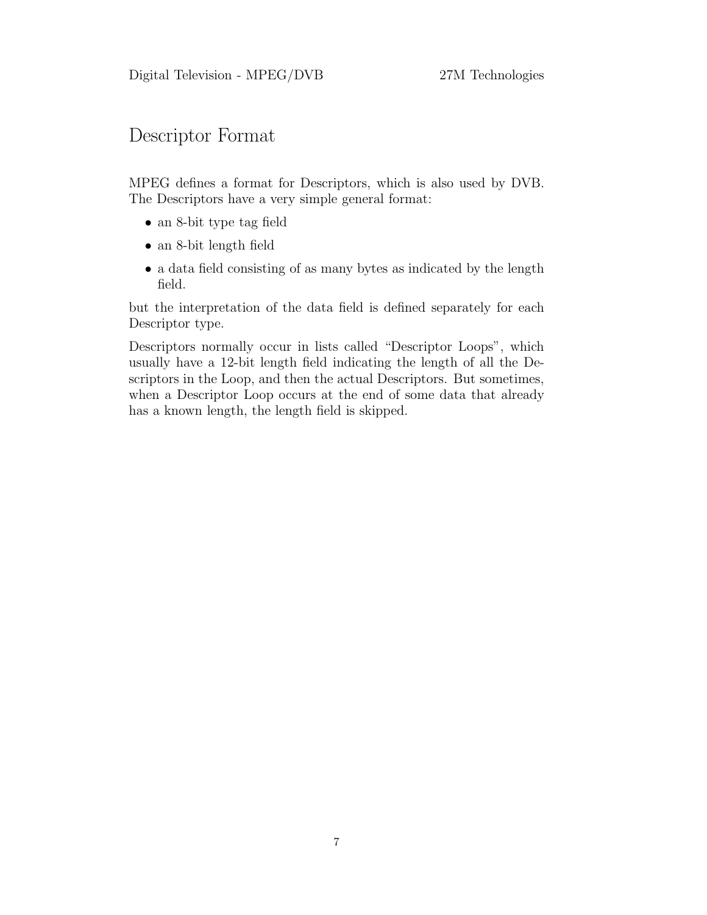# Descriptor Format

MPEG defines a format for Descriptors, which is also used by DVB. The Descriptors have a very simple general format:

- an 8-bit type tag field
- an 8-bit length field
- a data field consisting of as many bytes as indicated by the length field.

but the interpretation of the data field is defined separately for each Descriptor type.

Descriptors normally occur in lists called "Descriptor Loops", which usually have a 12-bit length field indicating the length of all the Descriptors in the Loop, and then the actual Descriptors. But sometimes, when a Descriptor Loop occurs at the end of some data that already has a known length, the length field is skipped.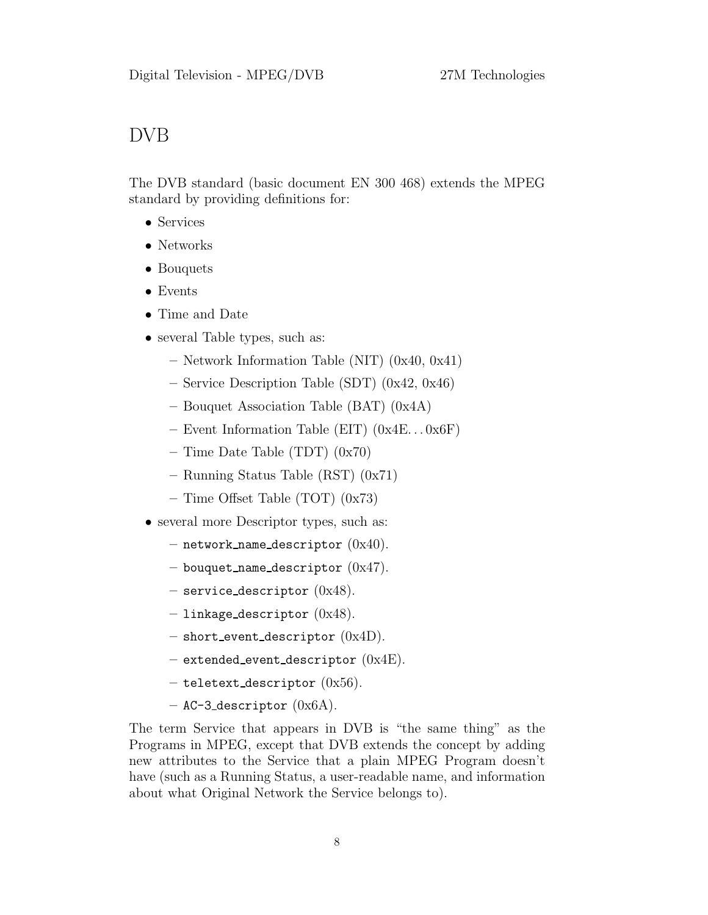# DVB

The DVB standard (basic document EN 300 468) extends the MPEG standard by providing definitions for:

- Services
- Networks
- Bouquets
- Events
- Time and Date
- several Table types, such as:
  - Network Information Table (NIT) (0x40, 0x41)
  - Service Description Table (SDT) (0x42, 0x46)
  - Bouquet Association Table (BAT) (0x4A)
  - Event Information Table (EIT) (0x4E. . . 0x6F)
  - Time Date Table (TDT) (0x70)
  - Running Status Table (RST) (0x71)
  - Time Offset Table (TOT) (0x73)
- several more Descriptor types, such as:
  - `network_name_descriptor` (0x40).
  - `bouquet_name_descriptor` (0x47).
  - `service_descriptor` (0x48).
  - `linkage_descriptor` (0x48).
  - `short_event_descriptor` (0x4D).
  - `extended_event_descriptor` (0x4E).
  - `teletext_descriptor` (0x56).
  - `AC-3_descriptor` (0x6A).

The term Service that appears in DVB is "the same thing" as the Programs in MPEG, except that DVB extends the concept by adding new attributes to the Service that a plain MPEG Program doesn't have (such as a Running Status, a user-readable name, and information about what Original Network the Service belongs to).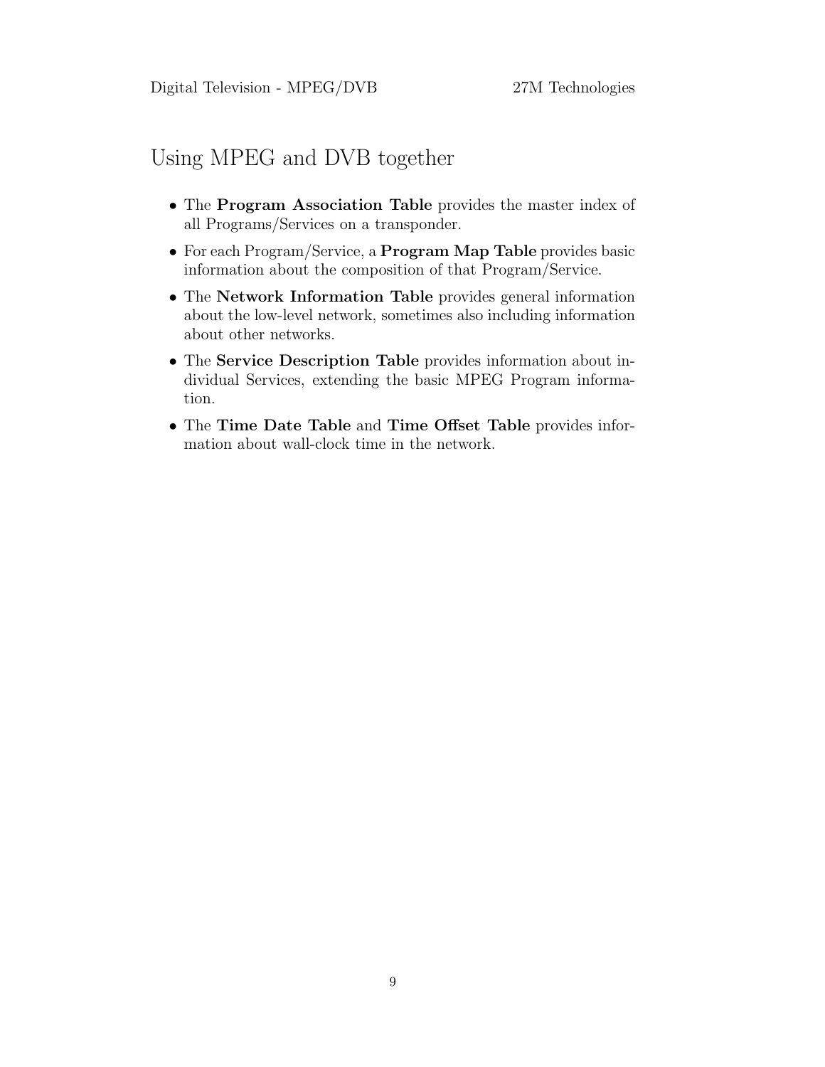# Using MPEG and DVB together

- The **Program Association Table** provides the master index of all Programs/Services on a transponder.
- For each Program/Service, a **Program Map Table** provides basic information about the composition of that Program/Service.
- The **Network Information Table** provides general information about the low-level network, sometimes also including information about other networks.
- The **Service Description Table** provides information about individual Services, extending the basic MPEG Program information.
- The **Time Date Table** and **Time Offset Table** provides information about wall-clock time in the network.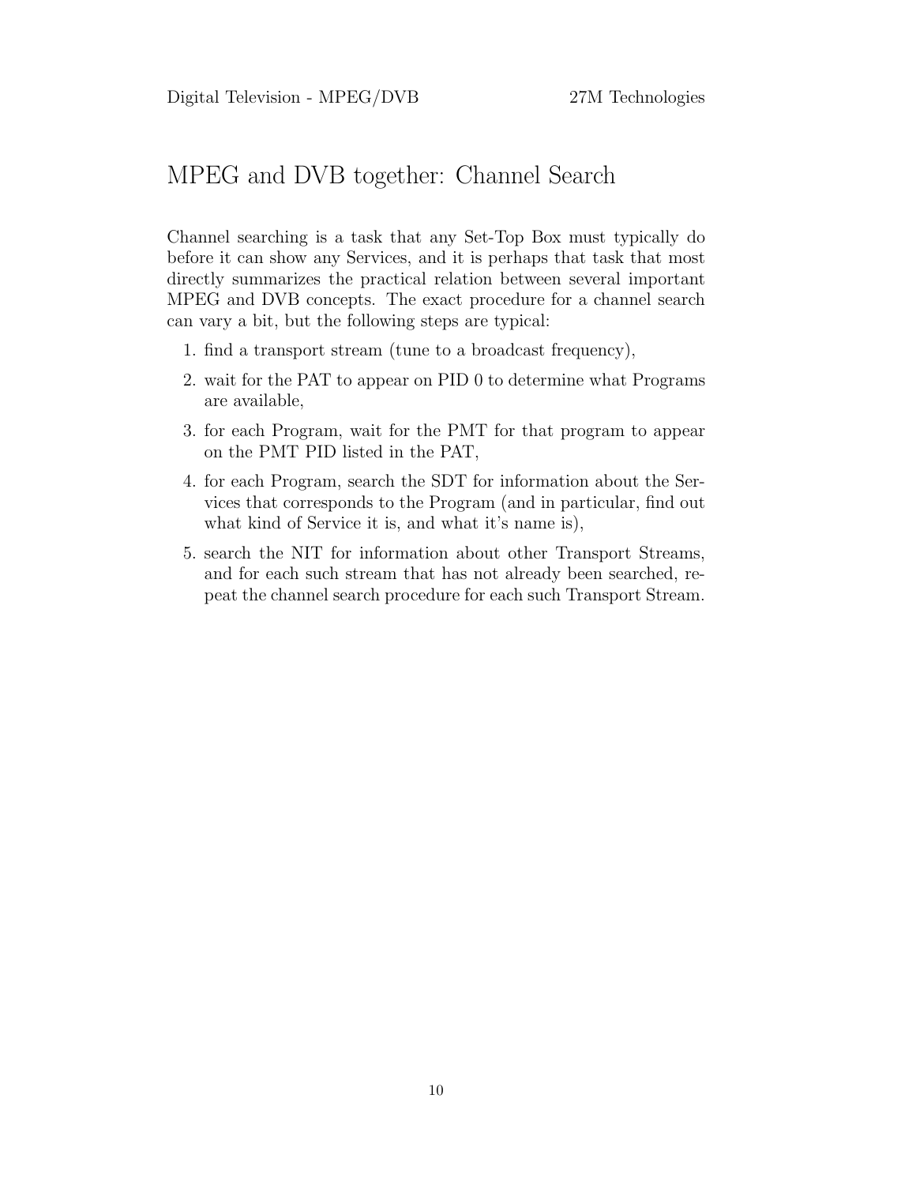## MPEG and DVB together: Channel Search

Channel searching is a task that any Set-Top Box must typically do before it can show any Services, and it is perhaps that task that most directly summarizes the practical relation between several important MPEG and DVB concepts. The exact procedure for a channel search can vary a bit, but the following steps are typical:

1. find a transport stream (tune to a broadcast frequency),
2. wait for the PAT to appear on PID 0 to determine what Programs are available,
3. for each Program, wait for the PMT for that program to appear on the PMT PID listed in the PAT,
4. for each Program, search the SDT for information about the Services that corresponds to the Program (and in particular, find out what kind of Service it is, and what it's name is),
5. search the NIT for information about other Transport Streams, and for each such stream that has not already been searched, repeat the channel search procedure for each such Transport Stream.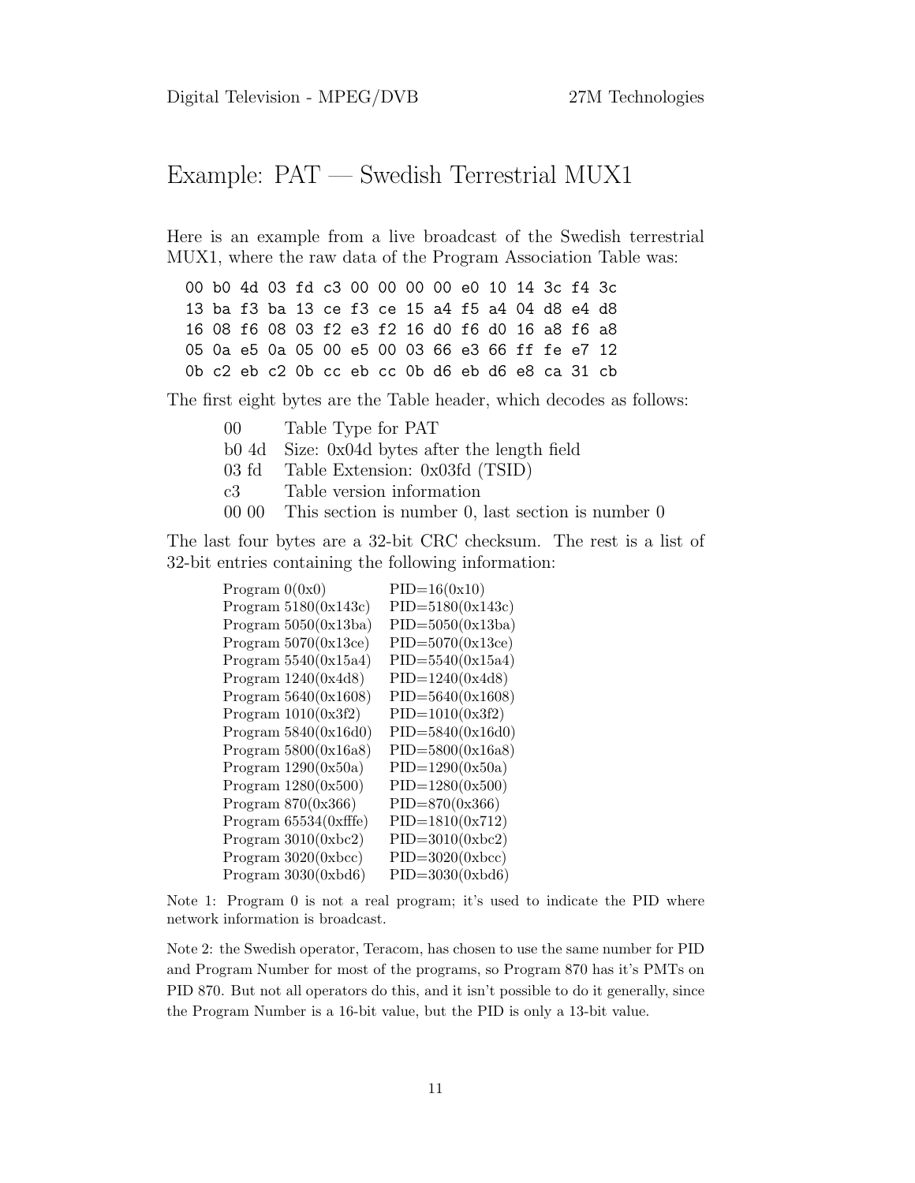# Example: PAT — Swedish Terrestrial MUX1

Here is an example from a live broadcast of the Swedish terrestrial MUX1, where the raw data of the Program Association Table was:

```
00 b0 4d 03 fd c3 00 00 00 00 e0 10 14 3c f4 3c
13 ba f3 ba 13 ce f3 ce 15 a4 f5 a4 04 d8 e4 d8
16 08 f6 08 03 f2 e3 f2 16 d0 f6 d0 16 a8 f6 a8
05 0a e5 0a 05 00 e5 00 03 66 e3 66 ff fe e7 12
0b c2 eb c2 0b cc eb cc 0b d6 eb d6 e8 ca 31 cb
```

The first eight bytes are the Table header, which decodes as follows:

| | |
|---|---|
| 00 | Table Type for PAT |
| b0 4d | Size: 0x04d bytes after the length field |
| 03 fd | Table Extension: 0x03fd (TSID) |
| c3 | Table version information |
| 00 00 | This section is number 0, last section is number 0 |

The last four bytes are a 32-bit CRC checksum. The rest is a list of 32-bit entries containing the following information:

| | |
|---|---|
| Program 0(0x0) | PID=16(0x10) |
| Program 5180(0x143c) | PID=5180(0x143c) |
| Program 5050(0x13ba) | PID=5050(0x13ba) |
| Program 5070(0x13ce) | PID=5070(0x13ce) |
| Program 5540(0x15a4) | PID=5540(0x15a4) |
| Program 1240(0x4d8) | PID=1240(0x4d8) |
| Program 5640(0x1608) | PID=5640(0x1608) |
| Program 1010(0x3f2) | PID=1010(0x3f2) |
| Program 5840(0x16d0) | PID=5840(0x16d0) |
| Program 5800(0x16a8) | PID=5800(0x16a8) |
| Program 1290(0x50a) | PID=1290(0x50a) |
| Program 1280(0x500) | PID=1280(0x500) |
| Program 870(0x366) | PID=870(0x366) |
| Program 65534(0xfffe) | PID=1810(0x712) |
| Program 3010(0xbc2) | PID=3010(0xbc2) |
| Program 3020(0xbcc) | PID=3020(0xbcc) |
| Program 3030(0xbd6) | PID=3030(0xbd6) |

Note 1: Program 0 is not a real program; it's used to indicate the PID where network information is broadcast.

Note 2: the Swedish operator, Teracom, has chosen to use the same number for PID and Program Number for most of the programs, so Program 870 has it's PMTs on PID 870. But not all operators do this, and it isn't possible to do it generally, since the Program Number is a 16-bit value, but the PID is only a 13-bit value.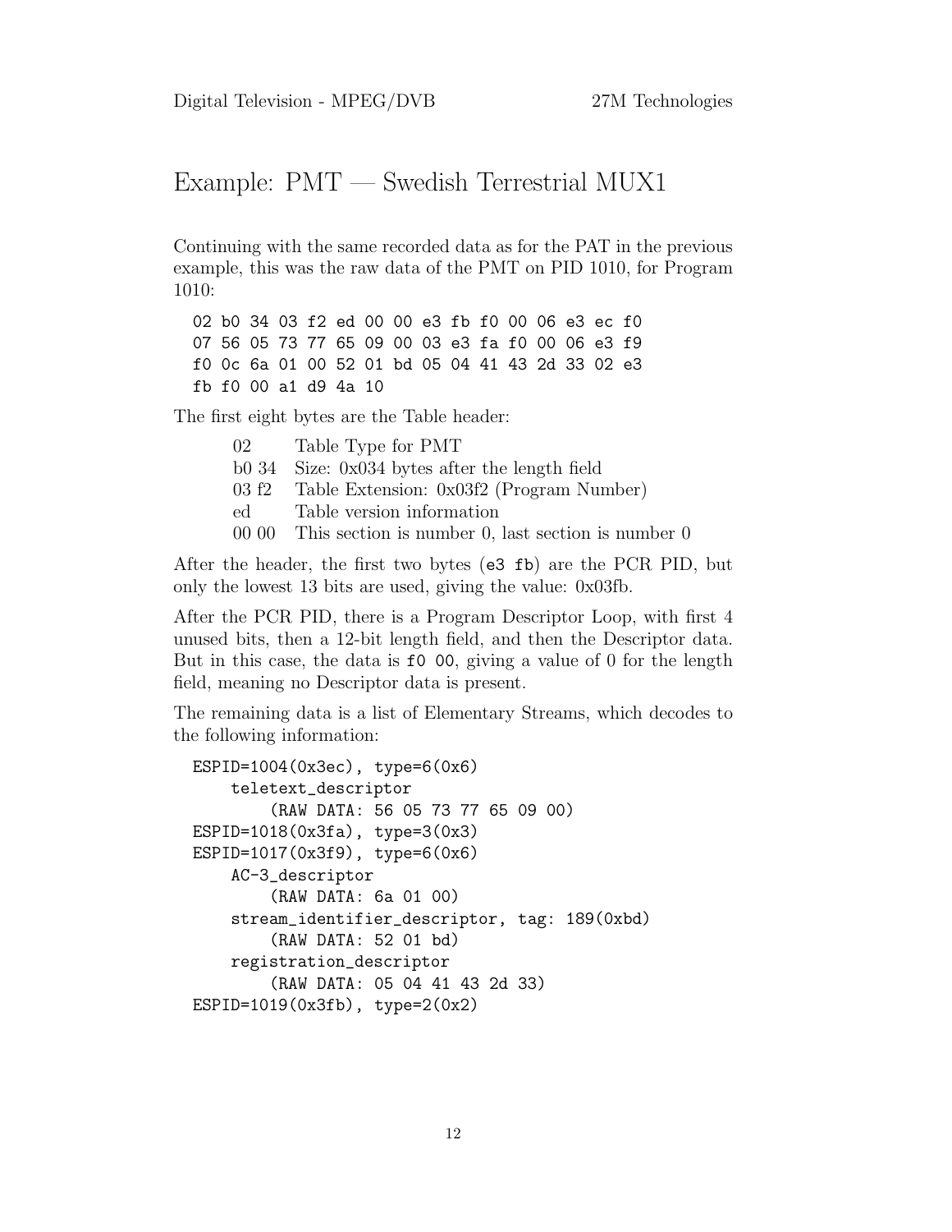# Example: PMT — Swedish Terrestrial MUX1

Continuing with the same recorded data as for the PAT in the previous example, this was the raw data of the PMT on PID 1010, for Program 1010:

```
02 b0 34 03 f2 ed 00 00 e3 fb f0 00 06 e3 ec f0
07 56 05 73 77 65 09 00 03 e3 fa f0 00 06 e3 f9
f0 0c 6a 01 00 52 01 bd 05 04 41 43 2d 33 02 e3
fb f0 00 a1 d9 4a 10
```

The first eight bytes are the Table header:

| | |
|---|---|
| 02 | Table Type for PMT |
| b0 34 | Size: 0x034 bytes after the length field |
| 03 f2 | Table Extension: 0x03f2 (Program Number) |
| ed | Table version information |
| 00 00 | This section is number 0, last section is number 0 |

After the header, the first two bytes (`e3 fb`) are the PCR PID, but only the lowest 13 bits are used, giving the value: 0x03fb.

After the PCR PID, there is a Program Descriptor Loop, with first 4 unused bits, then a 12-bit length field, and then the Descriptor data. But in this case, the data is `f0 00`, giving a value of 0 for the length field, meaning no Descriptor data is present.

The remaining data is a list of Elementary Streams, which decodes to the following information:

```
ESPID=1004(0x3ec), type=6(0x6)
    teletext_descriptor
        (RAW DATA: 56 05 73 77 65 09 00)
ESPID=1018(0x3fa), type=3(0x3)
ESPID=1017(0x3f9), type=6(0x6)
    AC-3_descriptor
        (RAW DATA: 6a 01 00)
    stream_identifier_descriptor, tag: 189(0xbd)
        (RAW DATA: 52 01 bd)
    registration_descriptor
        (RAW DATA: 05 04 41 43 2d 33)
ESPID=1019(0x3fb), type=2(0x2)
```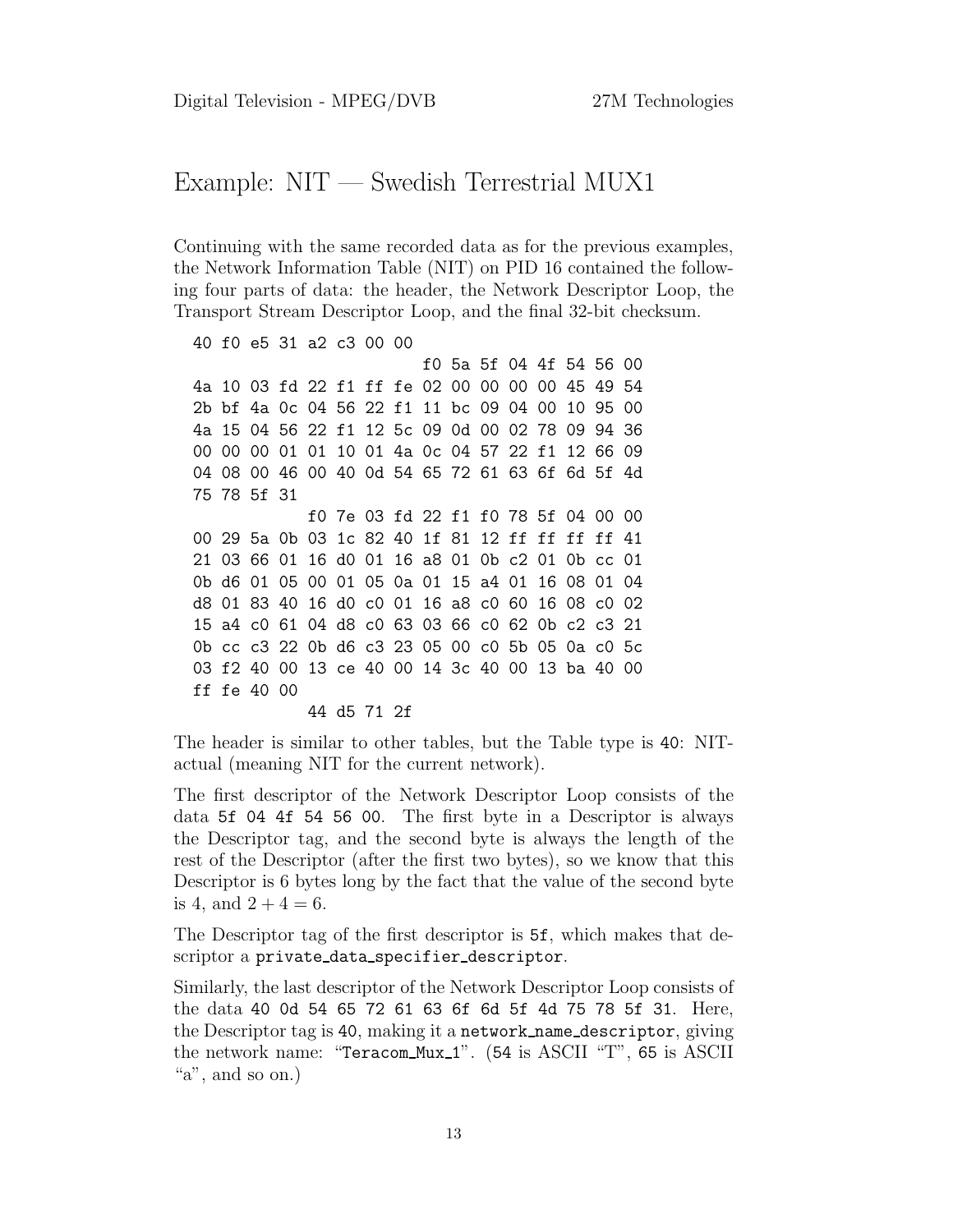# Example: NIT — Swedish Terrestrial MUX1

Continuing with the same recorded data as for the previous examples, the Network Information Table (NIT) on PID 16 contained the following four parts of data: the header, the Network Descriptor Loop, the Transport Stream Descriptor Loop, and the final 32-bit checksum.

```
40 f0 e5 31 a2 c3 00 00
                        f0 5a 5f 04 4f 54 56 00
4a 10 03 fd 22 f1 ff fe 02 00 00 00 00 45 49 54
2b bf 4a 0c 04 56 22 f1 11 bc 09 04 00 10 95 00
4a 15 04 56 22 f1 12 5c 09 0d 00 02 78 09 94 36
00 00 00 01 01 10 01 4a 0c 04 57 22 f1 12 66 09
04 08 00 46 00 40 0d 54 65 72 61 63 6f 6d 5f 4d
75 78 5f 31
            f0 7e 03 fd 22 f1 f0 78 5f 04 00 00
00 29 5a 0b 03 1c 82 40 1f 81 12 ff ff ff ff 41
21 03 66 01 16 d0 01 16 a8 01 0b c2 01 0b cc 01
0b d6 01 05 00 01 05 0a 01 15 a4 01 16 08 01 04
d8 01 83 40 16 d0 c0 01 16 a8 c0 60 16 08 c0 02
15 a4 c0 61 04 d8 c0 63 03 66 c0 62 0b c2 c3 21
0b cc c3 22 0b d6 c3 23 05 00 c0 5b 05 0a c0 5c
03 f2 40 00 13 ce 40 00 14 3c 40 00 13 ba 40 00
ff fe 40 00
            44 d5 71 2f
```

The header is similar to other tables, but the Table type is `40`: NIT-actual (meaning NIT for the current network).

The first descriptor of the Network Descriptor Loop consists of the data `5f 04 4f 54 56 00`. The first byte in a Descriptor is always the Descriptor tag, and the second byte is always the length of the rest of the Descriptor (after the first two bytes), so we know that this Descriptor is 6 bytes long by the fact that the value of the second byte is 4, and $2 + 4 = 6$.

The Descriptor tag of the first descriptor is `5f`, which makes that descriptor a `private_data_specifier_descriptor`.

Similarly, the last descriptor of the Network Descriptor Loop consists of the data `40 0d 54 65 72 61 63 6f 6d 5f 4d 75 78 5f 31`. Here, the Descriptor tag is `40`, making it a `network_name_descriptor`, giving the network name: "`Teracom_Mux_1`". (`54` is ASCII "T", `65` is ASCII "a", and so on.)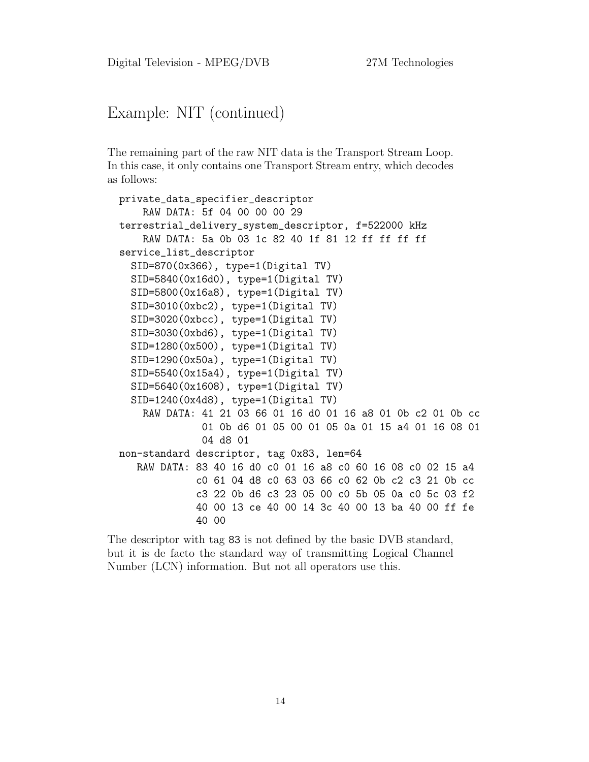# Example: NIT (continued)

The remaining part of the raw NIT data is the Transport Stream Loop. In this case, it only contains one Transport Stream entry, which decodes as follows:

```
private_data_specifier_descriptor
    RAW DATA: 5f 04 00 00 00 29
terrestrial_delivery_system_descriptor, f=522000 kHz
    RAW DATA: 5a 0b 03 1c 82 40 1f 81 12 ff ff ff ff
service_list_descriptor
  SID=870(0x366), type=1(Digital TV)
  SID=5840(0x16d0), type=1(Digital TV)
  SID=5800(0x16a8), type=1(Digital TV)
  SID=3010(0xbc2), type=1(Digital TV)
  SID=3020(0xbcc), type=1(Digital TV)
  SID=3030(0xbd6), type=1(Digital TV)
  SID=1280(0x500), type=1(Digital TV)
  SID=1290(0x50a), type=1(Digital TV)
  SID=5540(0x15a4), type=1(Digital TV)
  SID=5640(0x1608), type=1(Digital TV)
  SID=1240(0x4d8), type=1(Digital TV)
    RAW DATA: 41 21 03 66 01 16 d0 01 16 a8 01 0b c2 01 0b cc
              01 0b d6 01 05 00 01 05 0a 01 15 a4 01 16 08 01
              04 d8 01
non-standard descriptor, tag 0x83, len=64
   RAW DATA: 83 40 16 d0 c0 01 16 a8 c0 60 16 08 c0 02 15 a4
             c0 61 04 d8 c0 63 03 66 c0 62 0b c2 c3 21 0b cc
             c3 22 0b d6 c3 23 05 00 c0 5b 05 0a c0 5c 03 f2
             40 00 13 ce 40 00 14 3c 40 00 13 ba 40 00 ff fe
             40 00
```

The descriptor with tag 83 is not defined by the basic DVB standard, but it is de facto the standard way of transmitting Logical Channel Number (LCN) information. But not all operators use this.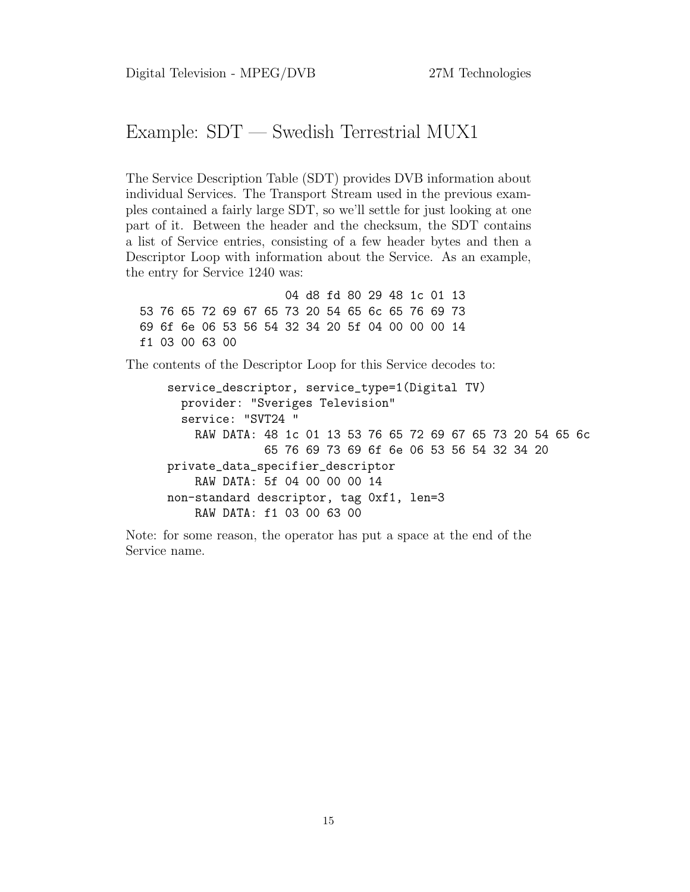# Example: SDT — Swedish Terrestrial MUX1

The Service Description Table (SDT) provides DVB information about individual Services. The Transport Stream used in the previous examples contained a fairly large SDT, so we'll settle for just looking at one part of it. Between the header and the checksum, the SDT contains a list of Service entries, consisting of a few header bytes and then a Descriptor Loop with information about the Service. As an example, the entry for Service 1240 was:

```
                    04 d8 fd 80 29 48 1c 01 13
53 76 65 72 69 67 65 73 20 54 65 6c 65 76 69 73
69 6f 6e 06 53 56 54 32 34 20 5f 04 00 00 00 14
f1 03 00 63 00
```

The contents of the Descriptor Loop for this Service decodes to:

```
service_descriptor, service_type=1(Digital TV)
  provider: "Sveriges Television"
  service: "SVT24 "
    RAW DATA: 48 1c 01 13 53 76 65 72 69 67 65 73 20 54 65 6c
              65 76 69 73 69 6f 6e 06 53 56 54 32 34 20
private_data_specifier_descriptor
    RAW DATA: 5f 04 00 00 00 14
non-standard descriptor, tag 0xf1, len=3
    RAW DATA: f1 03 00 63 00
```

Note: for some reason, the operator has put a space at the end of the Service name.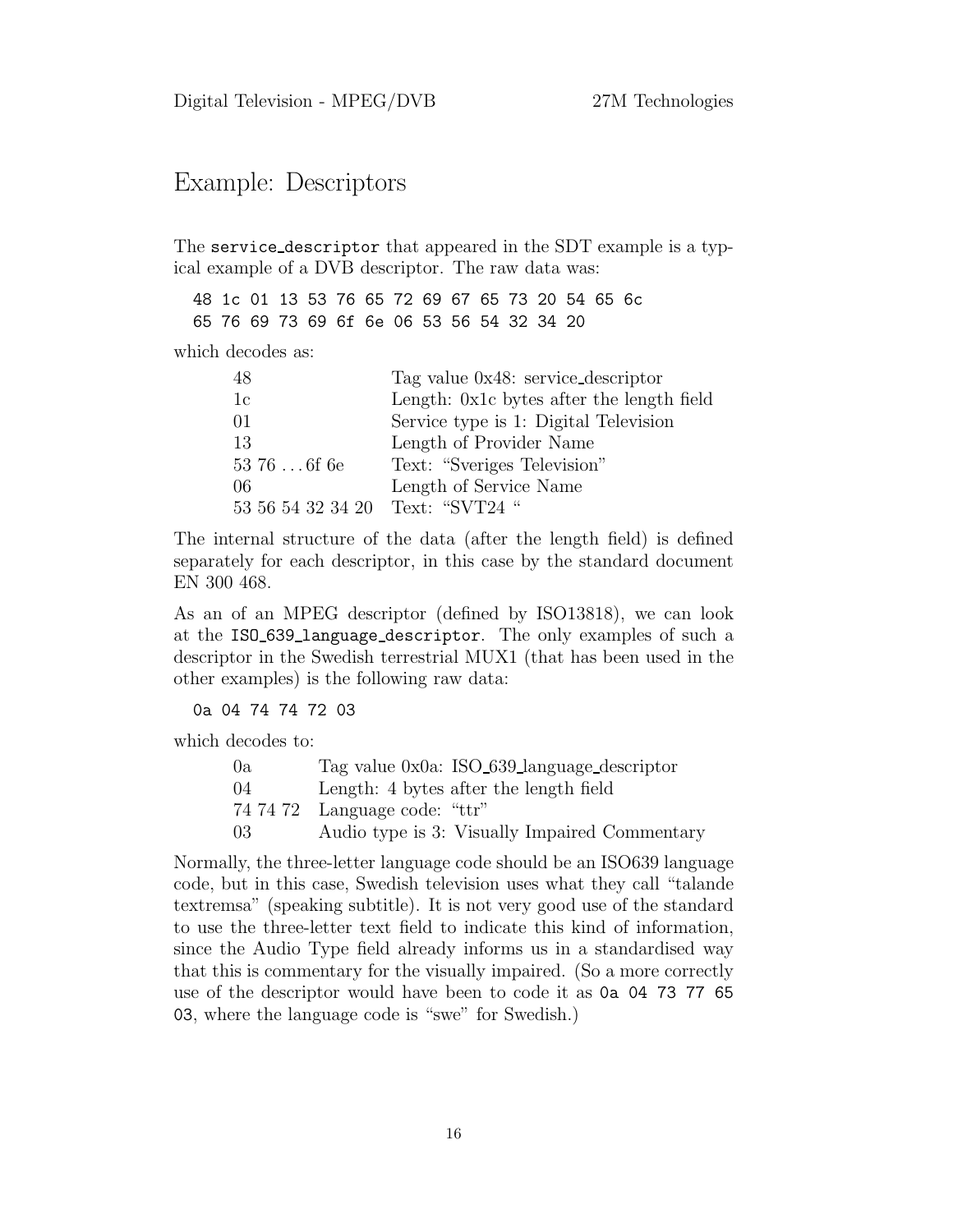# Example: Descriptors

The `service_descriptor` that appeared in the SDT example is a typical example of a DVB descriptor. The raw data was:

```
48 1c 01 13 53 76 65 72 69 67 65 73 20 54 65 6c
65 76 69 73 69 6f 6e 06 53 56 54 32 34 20
```

which decodes as:

| | |
|---|---|
| 48 | Tag value 0x48: service_descriptor |
| 1c | Length: 0x1c bytes after the length field |
| 01 | Service type is 1: Digital Television |
| 13 | Length of Provider Name |
| 53 76 ... 6f 6e | Text: “Sveriges Television” |
| 06 | Length of Service Name |
| 53 56 54 32 34 20 | Text: “SVT24 “ |

The internal structure of the data (after the length field) is defined separately for each descriptor, in this case by the standard document EN 300 468.

As an of an MPEG descriptor (defined by ISO13818), we can look at the `ISO_639_language_descriptor`. The only examples of such a descriptor in the Swedish terrestrial MUX1 (that has been used in the other examples) is the following raw data:

```
0a 04 74 74 72 03
```

which decodes to:

| | |
|---|---|
| 0a | Tag value 0x0a: ISO_639_language_descriptor |
| 04 | Length: 4 bytes after the length field |
| 74 74 72 | Language code: “ttr” |
| 03 | Audio type is 3: Visually Impaired Commentary |

Normally, the three-letter language code should be an ISO639 language code, but in this case, Swedish television uses what they call “talande textremsa” (speaking subtitle). It is not very good use of the standard to use the three-letter text field to indicate this kind of information, since the Audio Type field already informs us in a standardised way that this is commentary for the visually impaired. (So a more correctly use of the descriptor would have been to code it as `0a 04 73 77 65 03`, where the language code is “swe” for Swedish.)